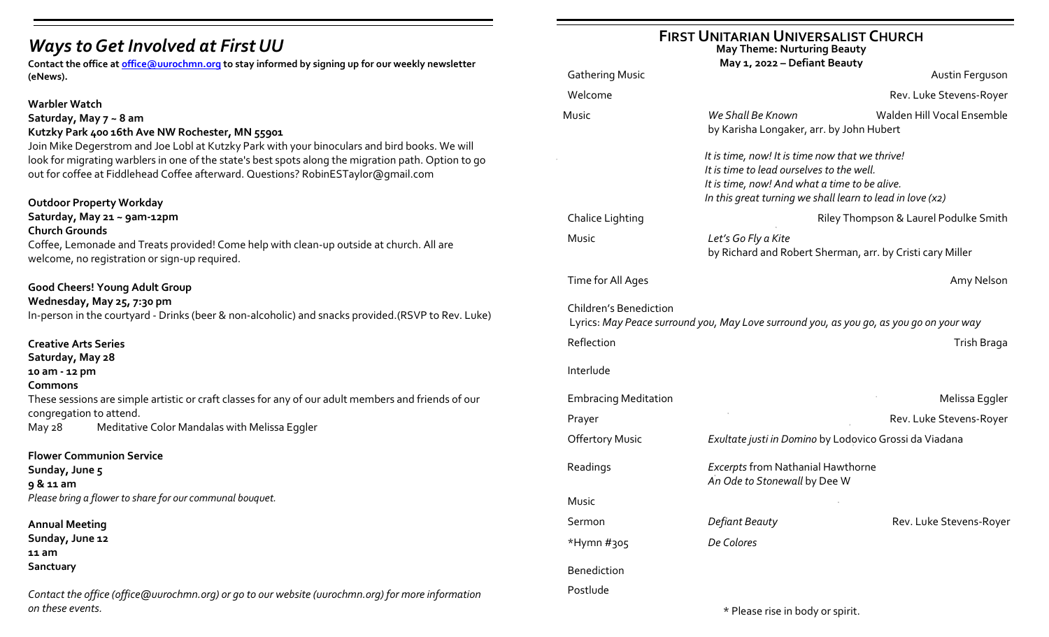# *Ways to Get Involved at First UU*

**Contact the office at office@uurochmn.org to stay informed by signing up for our weekly newsletter (eNews).**

**Warbler Watch**
**Saturday, May 7 ~ 8 am**
**Kutzky Park 400 16th Ave NW Rochester, MN 55901**
Join Mike Degerstrom and Joe Lobl at Kutzky Park with your binoculars and bird books. We will look for migrating warblers in one of the state's best spots along the migration path. Option to go out for coffee at Fiddlehead Coffee afterward. Questions? RobinESTaylor@gmail.com

**Outdoor Property Workday**
**Saturday, May 21 ~ 9am-12pm**
**Church Grounds**
Coffee, Lemonade and Treats provided! Come help with clean-up outside at church. All are welcome, no registration or sign-up required.

**Good Cheers! Young Adult Group**
**Wednesday, May 25, 7:30 pm**
In-person in the courtyard - Drinks (beer & non-alcoholic) and snacks provided.(RSVP to Rev. Luke)

**Creative Arts Series**
**Saturday, May 28**
**10 am - 12 pm**
**Commons**
These sessions are simple artistic or craft classes for any of our adult members and friends of our congregation to attend.
May 28 Meditative Color Mandalas with Melissa Eggler

**Flower Communion Service**
**Sunday, June 5**
**9 & 11 am**
*Please bring a flower to share for our communal bouquet.*

**Annual Meeting**
**Sunday, June 12**
**11 am**
**Sanctuary**

*Contact the office (office@uurochmn.org) or go to our website (uurochmn.org) for more information on these events.*

## FIRST UNITARIAN UNIVERSALIST CHURCH

**May Theme: Nurturing Beauty**
**May 1, 2022 – Defiant Beauty**

Gathering Music — Austin Ferguson

Welcome — Rev. Luke Stevens-Royer

Music — *We Shall Be Known* by Karisha Longaker, arr. by John Hubert — Walden Hill Vocal Ensemble

*It is time, now! It is time now that we thrive!*
*It is time to lead ourselves to the well.*
*It is time, now! And what a time to be alive.*
*In this great turning we shall learn to lead in love (x2)*

Chalice Lighting — Riley Thompson & Laurel Podulke Smith

Music — *Let's Go Fly a Kite* by Richard and Robert Sherman, arr. by Cristi cary Miller

Time for All Ages — Amy Nelson

Children's Benediction
Lyrics: *May Peace surround you, May Love surround you, as you go, as you go on your way*

Reflection — Trish Braga

Interlude

Embracing Meditation — Melissa Eggler

Prayer — Rev. Luke Stevens-Royer

Offertory Music — *Exultate justi in Domino* by Lodovico Grossi da Viadana

Readings — *Excerpts* from Nathanial Hawthorne; *An Ode to Stonewall* by Dee W

Music

Sermon — *Defiant Beauty* — Rev. Luke Stevens-Royer

*Hymn #305 — *De Colores*

Benediction

Postlude

\* Please rise in body or spirit.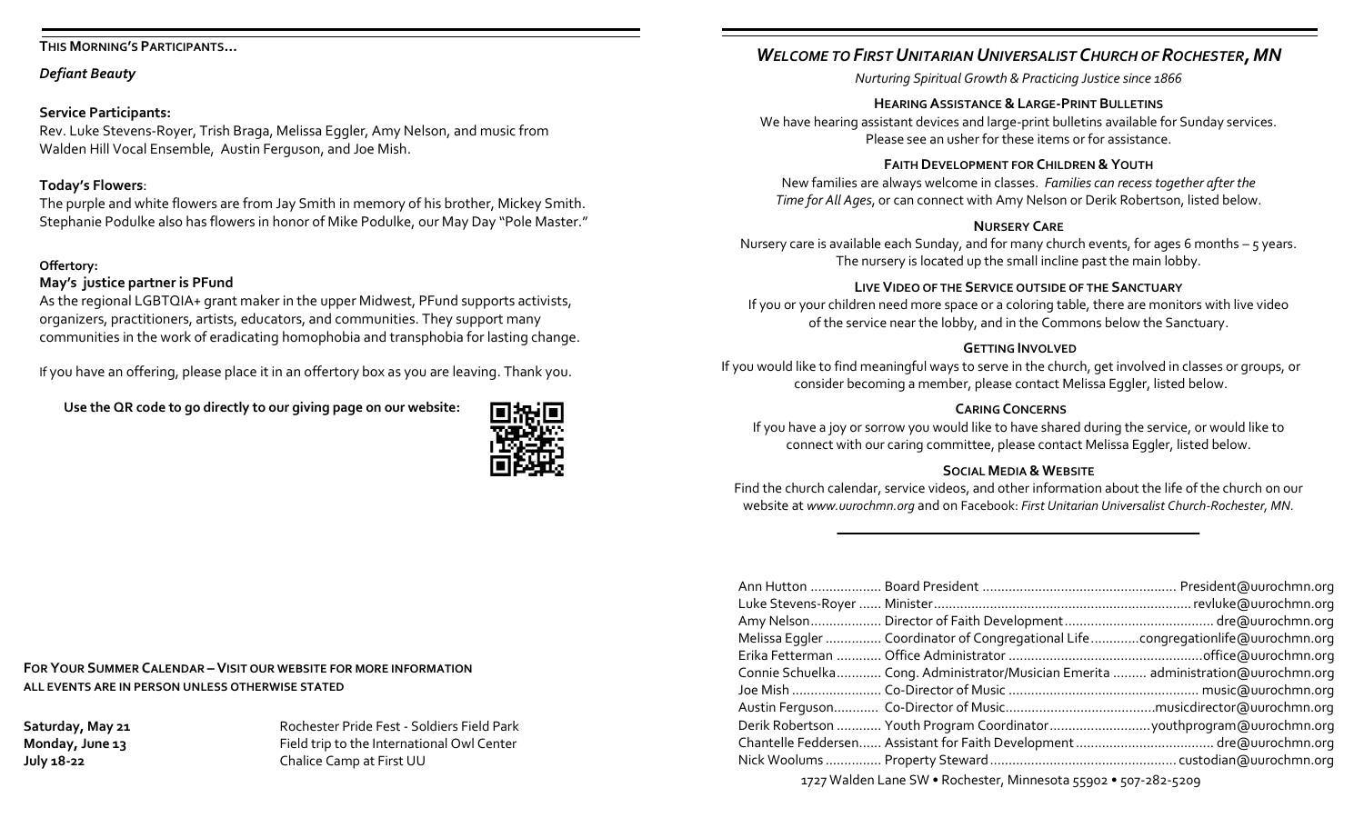**THIS MORNING'S PARTICIPANTS…**

*Defiant Beauty*

**Service Participants:**

Rev. Luke Stevens-Royer, Trish Braga, Melissa Eggler, Amy Nelson, and music from Walden Hill Vocal Ensemble, Austin Ferguson, and Joe Mish.

**Today's Flowers**:

The purple and white flowers are from Jay Smith in memory of his brother, Mickey Smith. Stephanie Podulke also has flowers in honor of Mike Podulke, our May Day "Pole Master."

**Offertory:**

**May's justice partner is PFund**

As the regional LGBTQIA+ grant maker in the upper Midwest, PFund supports activists, organizers, practitioners, artists, educators, and communities. They support many communities in the work of eradicating homophobia and transphobia for lasting change.

If you have an offering, please place it in an offertory box as you are leaving. Thank you.

**Use the QR code to go directly to our giving page on our website:**

**FOR YOUR SUMMER CALENDAR – VISIT OUR WEBSITE FOR MORE INFORMATION**
**ALL EVENTS ARE IN PERSON UNLESS OTHERWISE STATED**

| | |
|---|---|
| **Saturday, May 21** | Rochester Pride Fest - Soldiers Field Park |
| **Monday, June 13** | Field trip to the International Owl Center |
| **July 18-22** | Chalice Camp at First UU |

## *WELCOME TO FIRST UNITARIAN UNIVERSALIST CHURCH OF ROCHESTER, MN*

*Nurturing Spiritual Growth & Practicing Justice since 1866*

**HEARING ASSISTANCE & LARGE-PRINT BULLETINS**

We have hearing assistant devices and large-print bulletins available for Sunday services. Please see an usher for these items or for assistance.

**FAITH DEVELOPMENT FOR CHILDREN & YOUTH**

New families are always welcome in classes. *Families can recess together after the Time for All Ages*, or can connect with Amy Nelson or Derik Robertson, listed below.

**NURSERY CARE**

Nursery care is available each Sunday, and for many church events, for ages 6 months – 5 years. The nursery is located up the small incline past the main lobby.

**LIVE VIDEO OF THE SERVICE OUTSIDE OF THE SANCTUARY**

If you or your children need more space or a coloring table, there are monitors with live video of the service near the lobby, and in the Commons below the Sanctuary.

**GETTING INVOLVED**

If you would like to find meaningful ways to serve in the church, get involved in classes or groups, or consider becoming a member, please contact Melissa Eggler, listed below.

**CARING CONCERNS**

If you have a joy or sorrow you would like to have shared during the service, or would like to connect with our caring committee, please contact Melissa Eggler, listed below.

**SOCIAL MEDIA & WEBSITE**

Find the church calendar, service videos, and other information about the life of the church on our website at *www.uurochmn.org* and on Facebook: *First Unitarian Universalist Church-Rochester, MN.*

| | | |
|---|---|---|
| Ann Hutton | Board President | President@uurochmn.org |
| Luke Stevens-Royer | Minister | revluke@uurochmn.org |
| Amy Nelson | Director of Faith Development | dre@uurochmn.org |
| Melissa Eggler | Coordinator of Congregational Life | congregationlife@uurochmn.org |
| Erika Fetterman | Office Administrator | office@uurochmn.org |
| Connie Schuelka | Cong. Administrator/Musician Emerita | administration@uurochmn.org |
| Joe Mish | Co-Director of Music | music@uurochmn.org |
| Austin Ferguson | Co-Director of Music | musicdirector@uurochmn.org |
| Derik Robertson | Youth Program Coordinator | youthprogram@uurochmn.org |
| Chantelle Feddersen | Assistant for Faith Development | dre@uurochmn.org |
| Nick Woolums | Property Steward | custodian@uurochmn.org |

1727 Walden Lane SW • Rochester, Minnesota 55902 • 507-282-5209